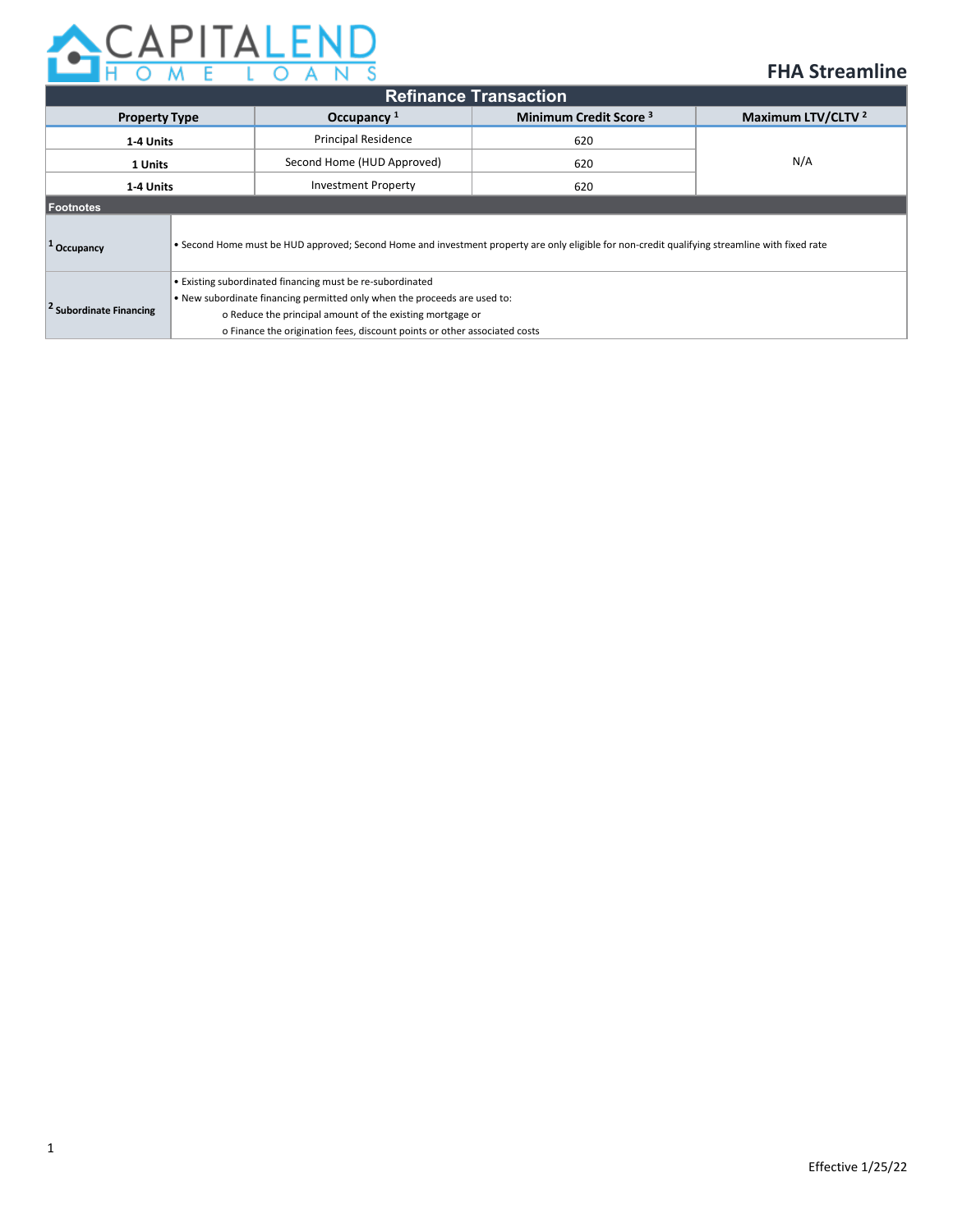# CAPITALEND HOME LOANS

## FHA Streamline

### Refinance Transaction

| Property Type | Occupancy [1] | Minimum Credit Score [3] | Maximum LTV/CLTV [2] |
|---|---|---|---|
| 1-4 Units | Principal Residence | 620 | N/A |
| 1 Units | Second Home (HUD Approved) | 620 | |
| 1-4 Units | Investment Property | 620 | |

### Footnotes

| | |
|---|---|
| [1] Occupancy | • Second Home must be HUD approved; Second Home and investment property are only eligible for non-credit qualifying streamline with fixed rate |
| [2] Subordinate Financing | • Existing subordinated financing must be re-subordinated<br>• New subordinate financing permitted only when the proceeds are used to:<br>o Reduce the principal amount of the existing mortgage or<br>o Finance the origination fees, discount points or other associated costs |

Effective 1/25/22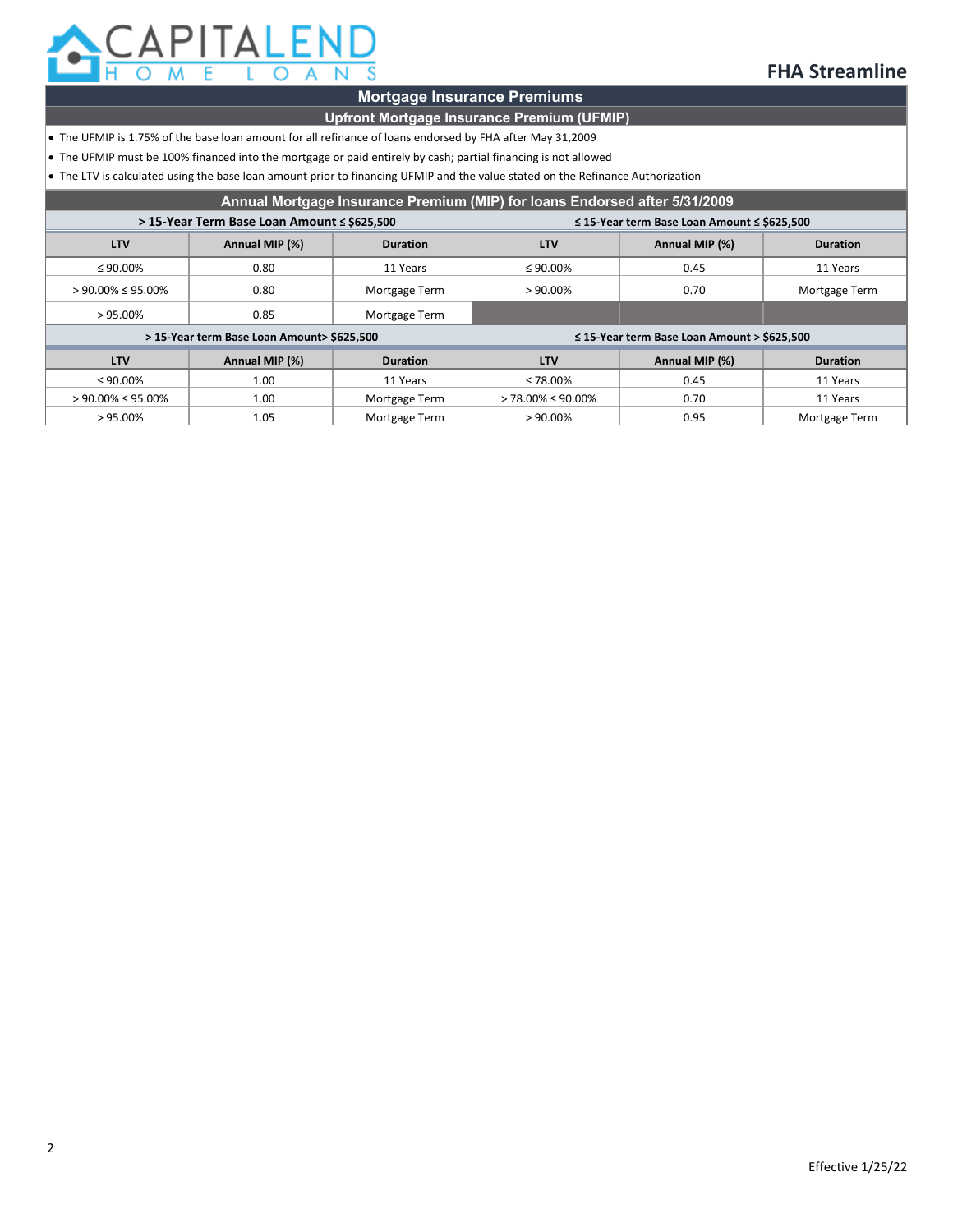# FHA Streamline

## Mortgage Insurance Premiums

### Upfront Mortgage Insurance Premium (UFMIP)

- The UFMIP is 1.75% of the base loan amount for all refinance of loans endorsed by FHA after May 31,2009
- The UFMIP must be 100% financed into the mortgage or paid entirely by cash; partial financing is not allowed
- The LTV is calculated using the base loan amount prior to financing UFMIP and the value stated on the Refinance Authorization

### Annual Mortgage Insurance Premium (MIP) for loans Endorsed after 5/31/2009

| > 15-Year Term Base Loan Amount ≤ $625,500 | | | ≤ 15-Year term Base Loan Amount ≤ $625,500 | | |
|---|---|---|---|---|---|
| **LTV** | **Annual MIP (%)** | **Duration** | **LTV** | **Annual MIP (%)** | **Duration** |
| ≤ 90.00% | 0.80 | 11 Years | ≤ 90.00% | 0.45 | 11 Years |
| > 90.00% ≤ 95.00% | 0.80 | Mortgage Term | > 90.00% | 0.70 | Mortgage Term |
| > 95.00% | 0.85 | Mortgage Term | | | |

| > 15-Year term Base Loan Amount> $625,500 | | | ≤ 15-Year term Base Loan Amount > $625,500 | | |
|---|---|---|---|---|---|
| **LTV** | **Annual MIP (%)** | **Duration** | **LTV** | **Annual MIP (%)** | **Duration** |
| ≤ 90.00% | 1.00 | 11 Years | ≤ 78.00% | 0.45 | 11 Years |
| > 90.00% ≤ 95.00% | 1.00 | Mortgage Term | > 78.00% ≤ 90.00% | 0.70 | 11 Years |
| > 95.00% | 1.05 | Mortgage Term | > 90.00% | 0.95 | Mortgage Term |

Effective 1/25/22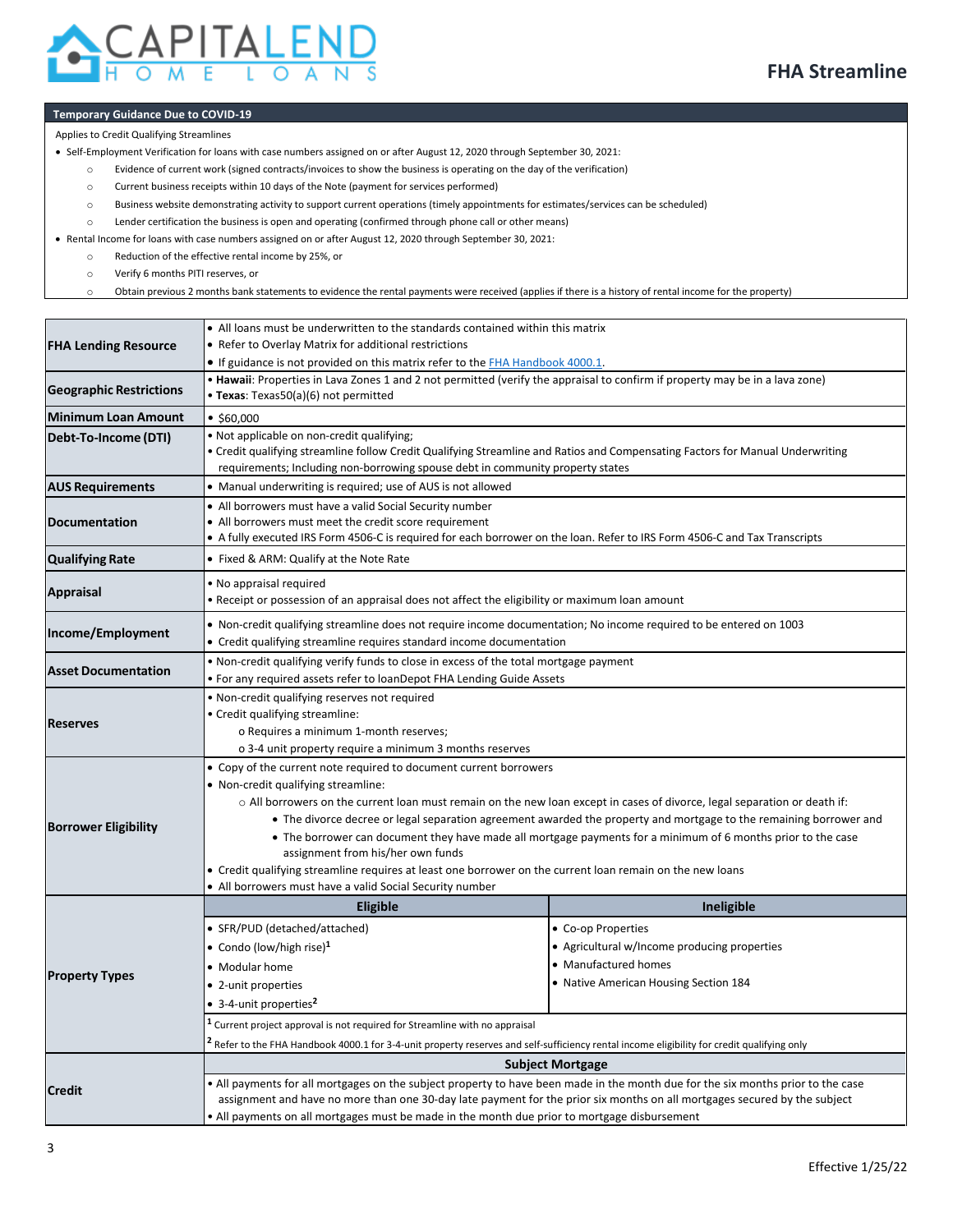**FHA Streamline**

**Temporary Guidance Due to COVID-19**

Applies to Credit Qualifying Streamlines

- Self-Employment Verification for loans with case numbers assigned on or after August 12, 2020 through September 30, 2021:
  - Evidence of current work (signed contracts/invoices to show the business is operating on the day of the verification)
  - Current business receipts within 10 days of the Note (payment for services performed)
  - Business website demonstrating activity to support current operations (timely appointments for estimates/services can be scheduled)
  - Lender certification the business is open and operating (confirmed through phone call or other means)
- Rental Income for loans with case numbers assigned on or after August 12, 2020 through September 30, 2021:
  - Reduction of the effective rental income by 25%, or
  - Verify 6 months PITI reserves, or
  - Obtain previous 2 months bank statements to evidence the rental payments were received (applies if there is a history of rental income for the property)

| | | |
|---|---|---|
| **FHA Lending Resource** | • All loans must be underwritten to the standards contained within this matrix<br>• Refer to Overlay Matrix for additional restrictions<br>• If guidance is not provided on this matrix refer to the FHA Handbook 4000.1. | |
| **Geographic Restrictions** | • **Hawaii**: Properties in Lava Zones 1 and 2 not permitted (verify the appraisal to confirm if property may be in a lava zone)<br>• **Texas**: Texas50(a)(6) not permitted | |
| **Minimum Loan Amount** | • $60,000 | |
| **Debt-To-Income (DTI)** | • Not applicable on non-credit qualifying;<br>• Credit qualifying streamline follow Credit Qualifying Streamline and Ratios and Compensating Factors for Manual Underwriting requirements; Including non-borrowing spouse debt in community property states | |
| **AUS Requirements** | • Manual underwriting is required; use of AUS is not allowed | |
| **Documentation** | • All borrowers must have a valid Social Security number<br>• All borrowers must meet the credit score requirement<br>• A fully executed IRS Form 4506-C is required for each borrower on the loan. Refer to IRS Form 4506-C and Tax Transcripts | |
| **Qualifying Rate** | • Fixed & ARM: Qualify at the Note Rate | |
| **Appraisal** | • No appraisal required<br>• Receipt or possession of an appraisal does not affect the eligibility or maximum loan amount | |
| **Income/Employment** | • Non-credit qualifying streamline does not require income documentation; No income required to be entered on 1003<br>• Credit qualifying streamline requires standard income documentation | |
| **Asset Documentation** | • Non-credit qualifying verify funds to close in excess of the total mortgage payment<br>• For any required assets refer to loanDepot FHA Lending Guide Assets | |
| **Reserves** | • Non-credit qualifying reserves not required<br>• Credit qualifying streamline:<br>o Requires a minimum 1-month reserves;<br>o 3-4 unit property require a minimum 3 months reserves | |
| **Borrower Eligibility** | • Copy of the current note required to document current borrowers<br>• Non-credit qualifying streamline:<br>○ All borrowers on the current loan must remain on the new loan except in cases of divorce, legal separation or death if:<br>• The divorce decree or legal separation agreement awarded the property and mortgage to the remaining borrower and<br>• The borrower can document they have made all mortgage payments for a minimum of 6 months prior to the case assignment from his/her own funds<br>• Credit qualifying streamline requires at least one borrower on the current loan remain on the new loans<br>• All borrowers must have a valid Social Security number | |
| **Property Types** | **Eligible** | **Ineligible** |
| | • SFR/PUD (detached/attached)<br>• Condo (low/high rise)[1]<br>• Modular home<br>• 2-unit properties<br>• 3-4-unit properties[2] | • Co-op Properties<br>• Agricultural w/Income producing properties<br>• Manufactured homes<br>• Native American Housing Section 184 |
| | [1] Current project approval is not required for Streamline with no appraisal<br>[2] Refer to the FHA Handbook 4000.1 for 3-4-unit property reserves and self-sufficiency rental income eligibility for credit qualifying only | |
| **Credit** | **Subject Mortgage** | |
| | • All payments for all mortgages on the subject property to have been made in the month due for the six months prior to the case assignment and have no more than one 30-day late payment for the prior six months on all mortgages secured by the subject<br>• All payments on all mortgages must be made in the month due prior to mortgage disbursement | |

Effective 1/25/22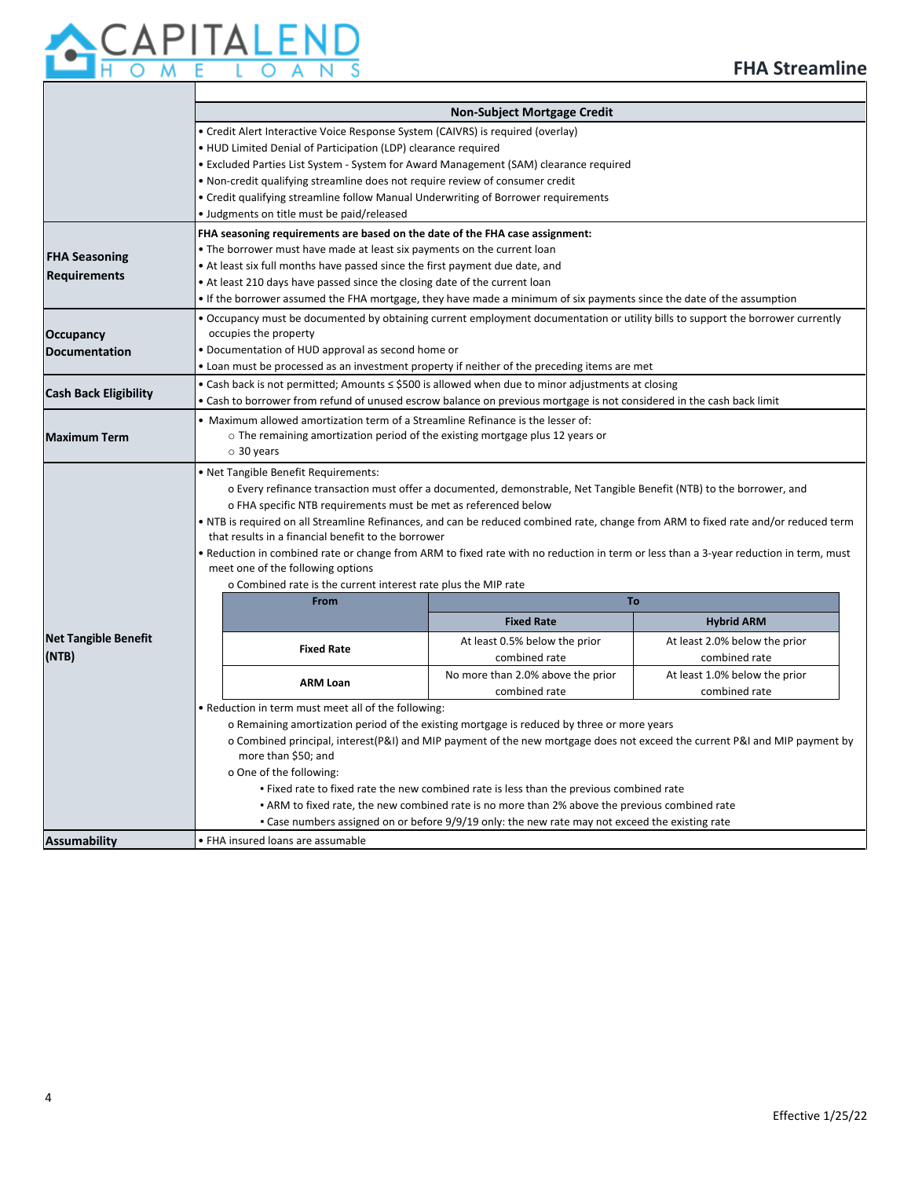## FHA Streamline

| | |
|---|---|
| | **Non-Subject Mortgage Credit**<br>• Credit Alert Interactive Voice Response System (CAIVRS) is required (overlay)<br>• HUD Limited Denial of Participation (LDP) clearance required<br>• Excluded Parties List System - System for Award Management (SAM) clearance required<br>• Non-credit qualifying streamline does not require review of consumer credit<br>• Credit qualifying streamline follow Manual Underwriting of Borrower requirements<br>• Judgments on title must be paid/released |
| **FHA Seasoning Requirements** | **FHA seasoning requirements are based on the date of the FHA case assignment:**<br>• The borrower must have made at least six payments on the current loan<br>• At least six full months have passed since the first payment due date, and<br>• At least 210 days have passed since the closing date of the current loan<br>• If the borrower assumed the FHA mortgage, they have made a minimum of six payments since the date of the assumption |
| **Occupancy Documentation** | • Occupancy must be documented by obtaining current employment documentation or utility bills to support the borrower currently occupies the property<br>• Documentation of HUD approval as second home or<br>• Loan must be processed as an investment property if neither of the preceding items are met |
| **Cash Back Eligibility** | • Cash back is not permitted; Amounts ≤ $500 is allowed when due to minor adjustments at closing<br>• Cash to borrower from refund of unused escrow balance on previous mortgage is not considered in the cash back limit |
| **Maximum Term** | • Maximum allowed amortization term of a Streamline Refinance is the lesser of:<br>○ The remaining amortization period of the existing mortgage plus 12 years or<br>○ 30 years |
| **Net Tangible Benefit (NTB)** | • Net Tangible Benefit Requirements:<br>o Every refinance transaction must offer a documented, demonstrable, Net Tangible Benefit (NTB) to the borrower, and<br>o FHA specific NTB requirements must be met as referenced below<br>• NTB is required on all Streamline Refinances, and can be reduced combined rate, change from ARM to fixed rate and/or reduced term that results in a financial benefit to the borrower<br>• Reduction in combined rate or change from ARM to fixed rate with no reduction in term or less than a 3-year reduction in term, must meet one of the following options<br>o Combined rate is the current interest rate plus the MIP rate<br>(see table below)<br>• Reduction in term must meet all of the following:<br>o Remaining amortization period of the existing mortgage is reduced by three or more years<br>o Combined principal, interest(P&I) and MIP payment of the new mortgage does not exceed the current P&I and MIP payment by more than $50; and<br>o One of the following:<br>▪ Fixed rate to fixed rate the new combined rate is less than the previous combined rate<br>▪ ARM to fixed rate, the new combined rate is no more than 2% above the previous combined rate<br>▪ Case numbers assigned on or before 9/9/19 only: the new rate may not exceed the existing rate |
| **Assumability** | • FHA insured loans are assumable |

| From | To | |
|---|---|---|
| | **Fixed Rate** | **Hybrid ARM** |
| **Fixed Rate** | At least 0.5% below the prior combined rate | At least 2.0% below the prior combined rate |
| **ARM Loan** | No more than 2.0% above the prior combined rate | At least 1.0% below the prior combined rate |

Effective 1/25/22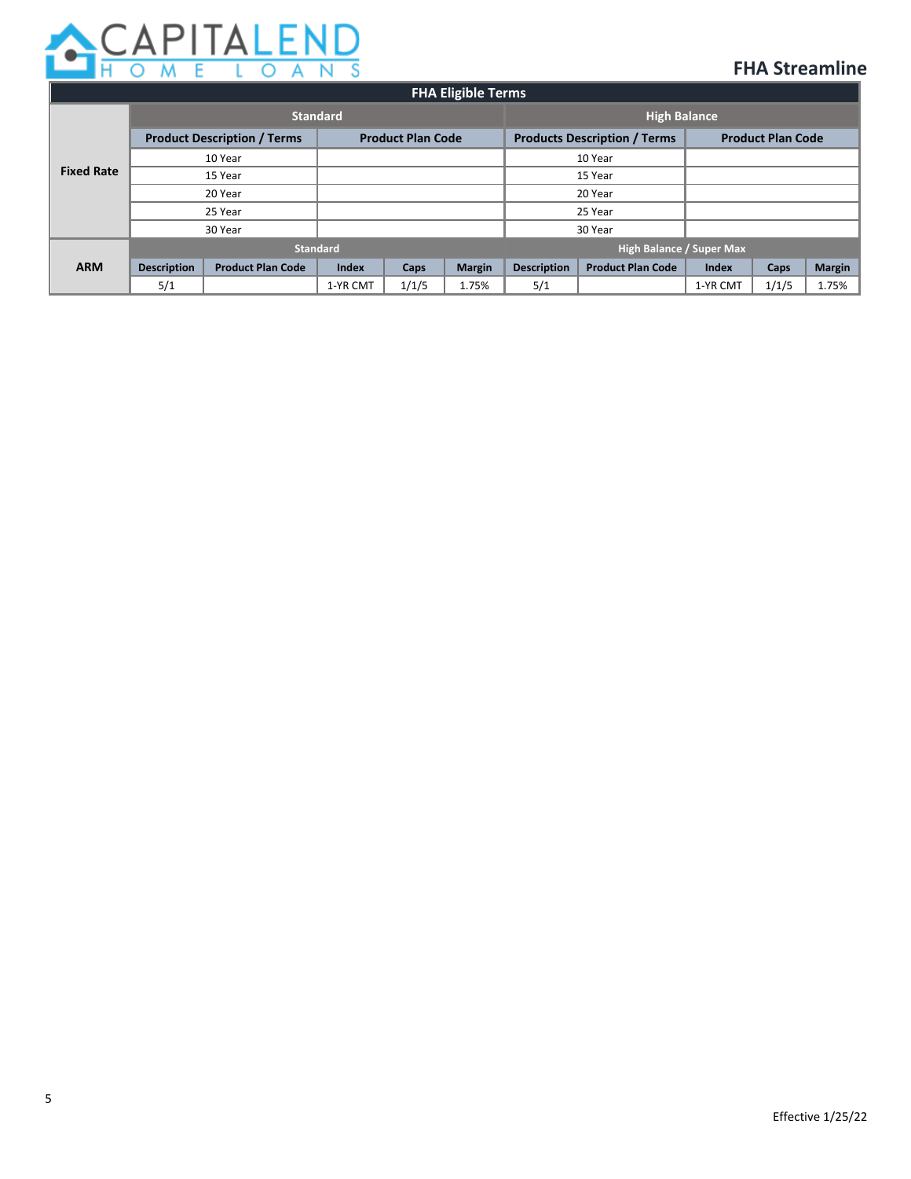# FHA Streamline

| FHA Eligible Terms | | | | | | | | | | |
|---|---|---|---|---|---|---|---|---|---|---|
| | **Standard** | | | | | **High Balance** | | | | |
| **Fixed Rate** | **Product Description / Terms** | | **Product Plan Code** | | | **Products Description / Terms** | | **Product Plan Code** | | |
| | 10 Year | | | | | 10 Year | | | | |
| | 15 Year | | | | | 15 Year | | | | |
| | 20 Year | | | | | 20 Year | | | | |
| | 25 Year | | | | | 25 Year | | | | |
| | 30 Year | | | | | 30 Year | | | | |
| | **Standard** | | | | | **High Balance / Super Max** | | | | |
| **ARM** | **Description** | **Product Plan Code** | **Index** | **Caps** | **Margin** | **Description** | **Product Plan Code** | **Index** | **Caps** | **Margin** |
| | 5/1 | | 1-YR CMT | 1/1/5 | 1.75% | 5/1 | | 1-YR CMT | 1/1/5 | 1.75% |

Effective 1/25/22